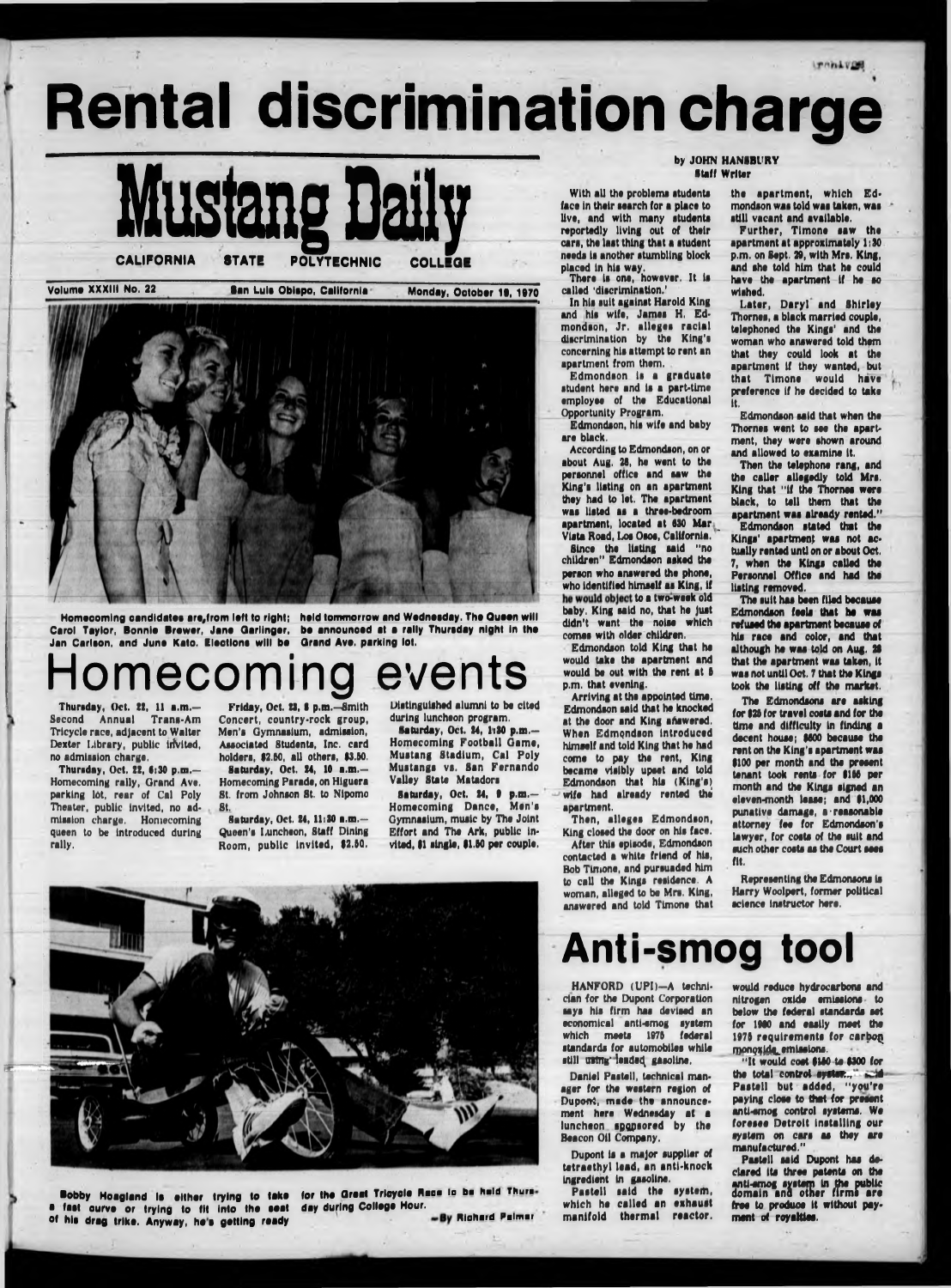# Rental discrimination charge

# Mustang Daily

CALIFORNIA STATE POLYTECHNIC COLLEGE

Volume XXXIII No. 22 San Luis Obispo, California Monday, October 19, 1970

Homecoming candidates are, from left to right; Carol Taylor, Bonnie Brewer, Jane Garlinger, Jan Carlson, and June Kato. Elections will be held tommorrow and Wednesday. The Queen will be announced at a rally Thursday night in the Grand Ave. parking lot.

by JOHN HANSBURY
Staff Writer

With all the problems students face in their search for a place to live, and with many students reportedly living out of their cars, the last thing that a student needs is another stumbling block placed in his way.

There is one, however. It is called 'discrimination.'

In his suit against Harold King and his wife, James H. Edmondson, Jr. alleges racial discrimination by the King's concerning his attempt to rent an apartment from them.

Edmondson is a graduate student here and is a part-time employee of the Educational Opportunity Program.

Edmondson, his wife and baby are black.

According to Edmondson, on or about Aug. 28, he went to the personnel office and saw the King's listing on an apartment they had to let. The apartment was listed as a three-bedroom apartment, located at 630 Mar Vista Road, Los Osos, California.

Since the listing said "no children" Edmondson asked the person who answered the phone, who identified himself as King, if he would object to a two-week old baby. King said no, that he just didn't want the noise which comes with older children.

Edmondson told King that he would take the apartment and would be out with the rent at 5 p.m. that evening.

Arriving at the appointed time, Edmondson said that he knocked at the door and King answered. When Edmondson introduced himself and told King that he had come to pay the rent, King became visibly upset and told Edmondson that his (King's) wife had already rented the apartment.

Then, alleges Edmondson, King closed the door on his face.

After this episode, Edmondson contacted a white friend of his, Bob Timone, and pursuaded him to call the Kings residence. A woman, alleged to be Mrs. King, answered and told Timone that the apartment, which Edmondson was told was taken, was still vacant and available.

Further, Timone saw the apartment at approximately 1:30 p.m. on Sept. 29, with Mrs. King, and she told him that he could have the apartment if he so wished.

Later, Daryl and Shirley Thornes, a black married couple, telephoned the Kings' and the woman who answered told them that they could look at the apartment if they wanted, but that Timone would have preference if he decided to take it.

Edmondson said that when the Thornes went to see the apartment, they were shown around and allowed to examine it.

Then the telephone rang, and the caller allegedly told Mrs. King that "if the Thornes were black, to tell them that the apartment was already rented."

Edmondson stated that the Kings' apartment was not actually rented until on or about Oct. 7, when the Kings called the Personnel Office and had the listing removed.

The suit has been filed because Edmondson feels that he was refused the apartment because of his race and color, and that although he was told on Aug. 28 that the apartment was taken, it was not until Oct. 7 that the Kings took the listing off the market.

The Edmondsons are asking for $25 for travel costs and for the time and difficulty in finding a decent house; $600 because the rent on the King's apartment was $100 per month and the present tenant took rents for $155 per month and the Kings signed an eleven-month lease; and $1,000 punative damage, a reasonable attorney fee for Edmondson's lawyer, for costs of the suit and such other costs as the Court sees fit.

Representing the Edmonsons is Harry Woolpert, former political science instructor here.

# Homecoming events

Thursday, Oct. 22, 11 a.m.—Second Annual Trans-Am Tricycle race, adjacent to Walter Dexter Library, public invited, no admission charge.

Thursday, Oct. 22, 6:30 p.m.—Homecoming rally, Grand Ave. parking lot, rear of Cal Poly Theater, public invited, no admission charge. Homecoming queen to be introduced during rally.

Friday, Oct. 23, 8 p.m.—Smith Concert, country-rock group, Men's Gymnasium, admission, Associated Students, Inc. card holders, $2.50, all others, $3.50.

Saturday, Oct. 24, 10 a.m.—Homecoming Parade, on Higuera St. from Johnson St. to Nipomo St.

Saturday, Oct. 24, 11:30 a.m.—Queen's Luncheon, Staff Dining Room, public invited, $2.50. Distinguished alumni to be cited during luncheon program.

Saturday, Oct. 24, 1:30 p.m.—Homecoming Football Game, Mustang Stadium, Cal Poly Mustangs vs. San Fernando Valley State Matadors

Saturday, Oct. 24, 9 p.m.—Homecoming Dance, Men's Gymnasium, music by The Joint Effort and The Ark, public invited, $1 single, $1.50 per couple.

Bobby Hoagland is either trying to take a fast curve or trying to fit into the seat of his drag trike. Anyway, he's getting ready for the Great Tricycle Race to be held Thursday during College Hour.

—By Richard Palmer

# Anti-smog tool

HANFORD (UPI)—A technician for the Dupont Corporation says his firm has devised an economical anti-smog system which meets 1975 federal standards for automobiles while still using leaded gasoline.

Daniel Pastell, technical manager for the western region of Dupont, made the announcement here Wednesday at a luncheon sponsored by the Beacon Oil Company.

Dupont is a major supplier of tetraethyl lead, an anti-knock ingredient in gasoline.

Pastell said the system, which he called an exhaust manifold thermal reactor, would reduce hydrocarbons and nitrogen oxide emissions to below the federal standards set for 1980 and easily meet the 1975 requirements for carbon monoxide emissions.

"It would cost $150 to $300 for the total control system," said Pastell but added, "you're paying close to that for present anti-smog control systems. We foresee Detroit installing our system on cars as they are manufactured."

Pastell said Dupont has declared its three patents on the anti-smog system in the public domain and other firms are free to produce it without payment of royalties.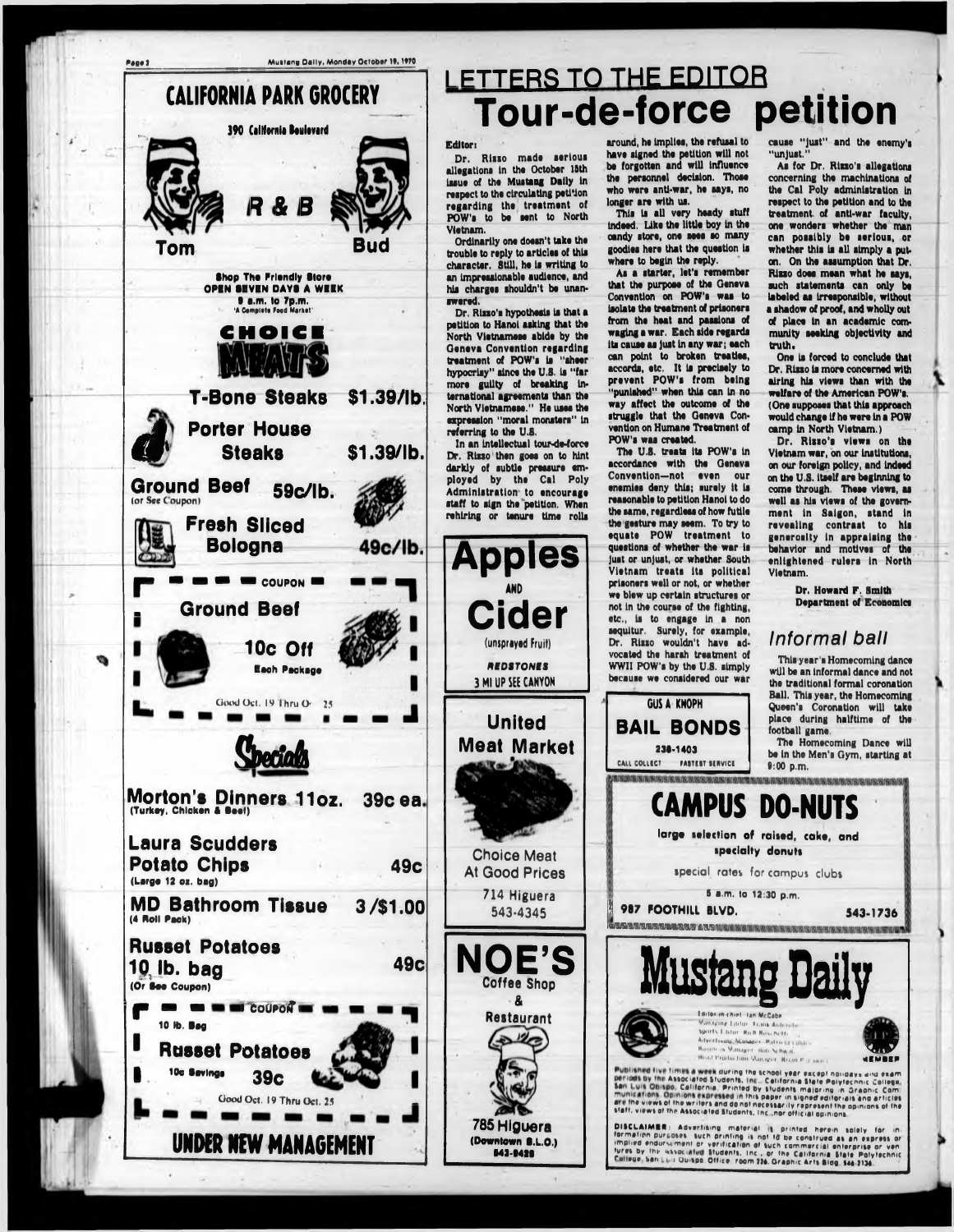## CALIFORNIA PARK GROCERY

390 California Boulevard

R & B

Tom — Bud

Shop The Friendly Store
OPEN SEVEN DAYS A WEEK
9 a.m. to 7p.m.
'A Complete Food Market'

CHOICE MEATS

T-Bone Steaks $1.39/lb.

Porter House Steaks $1.39/lb.

Ground Beef 59c/lb. (or See Coupon)

Fresh Sliced Bologna 49c/lb.

COUPON
Ground Beef
10c Off
Each Package
Good Oct. 19 Thru Oct. 25

Specials

Morton's Dinners 11oz. 39c ea. (Turkey, Chicken & Beef)

Laura Scudders Potato Chips 49c (Large 12 oz. bag)

MD Bathroom Tissue 3/$1.00 (4 Roll Pack)

Russet Potatoes 10 lb. bag 49c (Or See Coupon)

COUPON
10 lb. Bag
Russet Potatoes
10c Savings 39c
Good Oct. 19 Thru Oct. 25

UNDER NEW MANAGEMENT

# LETTERS TO THE EDITOR

## Tour-de-force petition

**Editor:**

Dr. Rizzo made serious allegations in the October 15th issue of the Mustang Daily in respect to the circulating petition regarding the treatment of POW's to be sent to North Vietnam.

Ordinarily one doesn't take the trouble to reply to articles of this character. Still, he is writing to an impressionable audience, and his charges shouldn't be unanswered.

Dr. Rizzo's hypothesis is that a petition to Hanoi asking that the North Vietnamese abide by the Geneva Convention regarding treatment of POW's is "sheer hypocrisy" since the U.S. is "far more guilty of breaking international agreements than the North Vietnamese." He uses the expression "moral monsters" in referring to the U.S.

In an intellectual tour-de-force Dr. Rizzo then goes on to hint darkly of subtle pressure employed by the Cal Poly Administration to encourage staff to sign the petition. When rehiring or tenure time rolls around, he implies, the refusal to have signed the petition will not be forgotten and will influence the personnel decision. Those who were anti-war, he says, no longer are with us.

This is all very heady stuff indeed. Like the little boy in the candy store, one sees so many goodies here that the question is where to begin the reply.

As a starter, let's remember that the purpose of the Geneva Convention on POW's was to isolate the treatment of prisoners from the heat and passions of waging a war. Each side regards its cause as just in any war; each can point to broken treaties, accords, etc. It is precisely to prevent POW's from being "punished" when this can in no way affect the outcome of the struggle that the Geneva Convention on Humane Treatment of POW's was created.

The U.S. treats its POW's in accordance with the Geneva Convention—not even our enemies deny this; surely it is reasonable to petition Hanoi to do the same, regardless of how futile the gesture may seem. To try to equate POW treatment to questions of whether the war is just or unjust, or whether South Vietnam treats its political prisoners well or not, or whether we blew up certain structures or not in the course of the fighting, etc., is to engage in a non sequitur. Surely, for example, Dr. Rizzo wouldn't have advocated the harsh treatment of WWII POW's by the U.S. simply because we considered our war cause "just" and the enemy's "unjust."

As for Dr. Rizzo's allegations concerning the machinations of the Cal Poly administration in respect to the petition and to the treatment of anti-war faculty, one wonders whether the man can possibly be serious, or whether this is all simply a put-on. On the assumption that Dr. Rizzo does mean what he says, such statements can only be labeled as irresponsible, without a shadow of proof, and wholly out of place in an academic community seeking objectivity and truth.

One is forced to conclude that Dr. Rizzo is more concerned with airing his views than with the welfare of the American POW's. (One supposes that this approach would change if he were in a POW camp in North Vietnam.)

Dr. Rizzo's views on the Vietnam war, on our institutions, on our foreign policy, and indeed on the U.S. itself are beginning to come through. These views, as well as his views of the government in Saigon, stand in revealing contrast to his generosity in appraising the behavior and motives of the enlightened rulers in North Vietnam.

Dr. Howard F. Smith
Department of Economics

### Informal ball

This year's Homecoming dance will be an informal dance and not the traditional formal coronation Ball. This year, the Homecoming Queen's Coronation will take place during halftime of the football game.

The Homecoming Dance will be in the Men's Gym, starting at 9:00 p.m.

**Apples AND Cider**
(unsprayed Fruit)
REDSTONES
3 MI UP SEE CANYON

**United Meat Market**
Choice Meat At Good Prices
714 Higuera
543-4345

**NOE'S**
Coffee Shop & Restaurant
785 Higuera
(Downtown S.L.O.)
543-9428

GUS A. KNOPH
**BAIL BONDS**
238-1403
CALL COLLECT — FASTEST SERVICE

**CAMPUS DO-NUTS**
large selection of raised, cake, and specialty donuts
special rates for campus clubs
5 a.m. to 12:30 p.m.
987 FOOTHILL BLVD. 543-1736

# Mustang Daily

Editor-in-Chief: Ian McCabe
Managing Editor: Frank Anderson
Sports Editor: Rich Rosebeth
Advertising Manager: Patricia Gibbs
Business Manager: Bob Schmidt
Head Production Manager: Roger P. Lewis

MEMBER

Published five times a week during the school year except holidays and exam periods by the Associated Students, Inc., California State Polytechnic College, San Luis Obispo, California. Printed by students majoring in Graphic Communications. Opinions expressed in this paper in signed editorials and articles are the views of the writers and do not necessarily represent the opinions of the staff, views of the Associated Students, Inc., nor official opinions.

DISCLAIMER: Advertising material is printed herein solely for informational purposes. Such printing is not to be construed as an express or implied endorsement or verification of such commercial enterprise or ventures by the Associated Students, Inc., or the California State Polytechnic College, San Luis Obispo. Office room 226, Graphic Arts Bldg. 546-2136.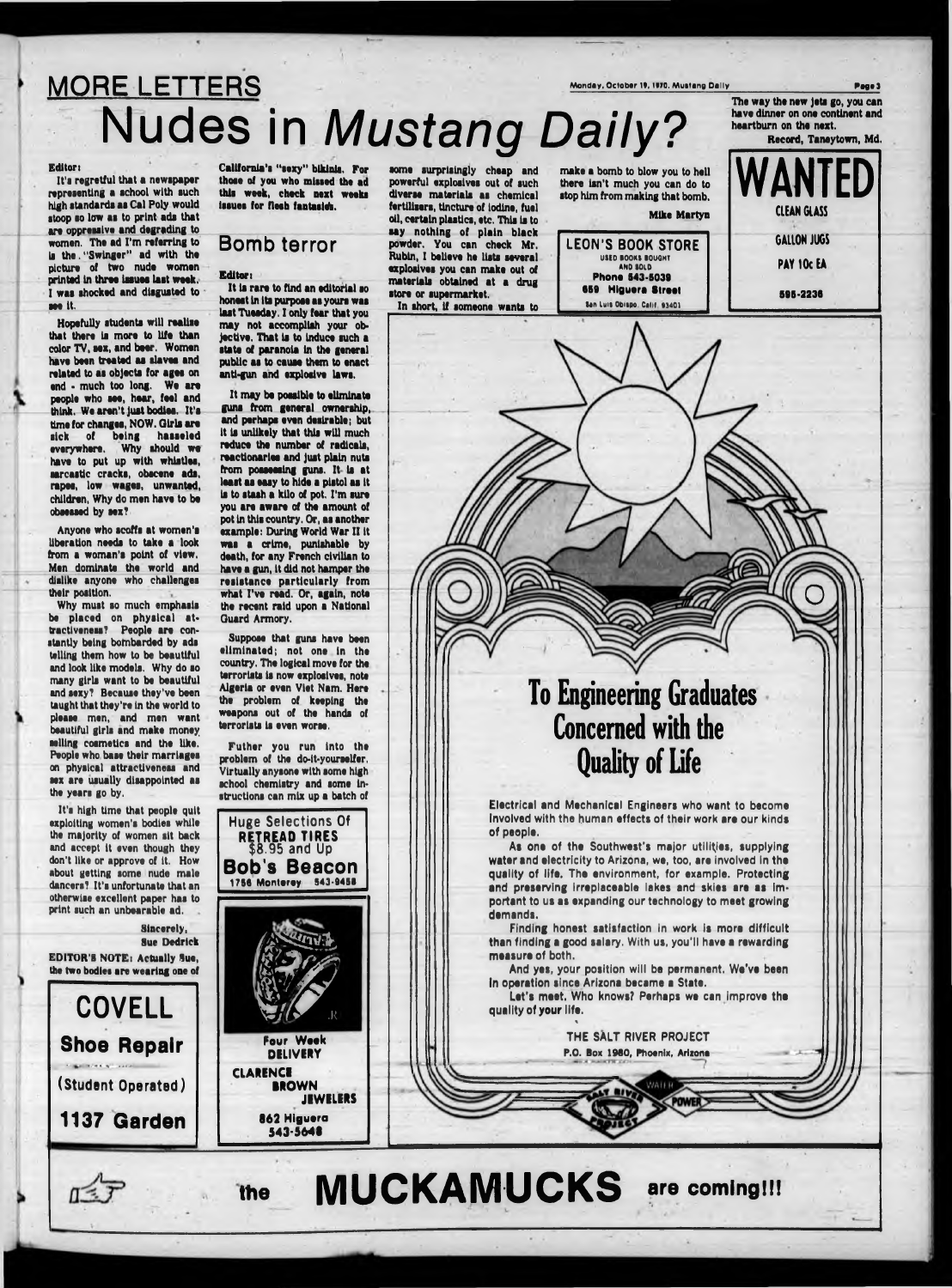## MORE LETTERS

# Nudes in *Mustang Daily?*

The way the new jets go, you can have dinner on one continent and heartburn on the next.

Record, Taneytown, Md.

Editor:

It's regretful that a newspaper representing a school with such high standards as Cal Poly would stoop so low as to print ads that are oppressive and degrading to women. The ad I'm referring to is the "Swinger" ad with the picture of two nude women printed in three issues last week. I was shocked and disgusted to see it.

Hopefully students will realize that there is more to life than color TV, sex, and beer. Women have been treated as slaves and related to as objects for ages on end - much too long. We are people who see, hear, feel and think. We aren't just bodies. It's time for changes, NOW. Girls are sick of being hasseled everywhere. Why should we have to put up with whistles, sarcastic cracks, obscene ads, rapes, low wages, unwanted, children, Why do men have to be obsessed by sex?

Anyone who scoffs at women's liberation needs to take a look from a woman's point of view. Men dominate the world and dislike anyone who challenges their position.

Why must so much emphasis be placed on physical attractiveness? People are constantly being bombarded by ads telling them how to be beautiful and look like models. Why do so many girls want to be beautiful and sexy? Because they've been taught that they're in the world to please men, and men want beautiful girls and make money selling cosmetics and the like. People who base their marriages on physical attractiveness and sex are usually disappointed as the years go by.

It's high time that people quit exploiting women's bodies while the majority of women sit back and accept it even though they don't like or approve of it. How about getting some nude male dancers? It's unfortunate that an otherwise excellent paper has to print such an unbearable ad.

Sincerely,
Sue Dedrick

EDITOR'S NOTE: Actually Sue, the two bodies are wearing one of California's "sexy" bikinis. For those of you who missed the ad this week, check next weeks issues for flesh fantasies.

## Bomb terror

Editor:

It is rare to find an editorial so honest in its purpose as yours was last Tuesday. I only fear that you may not accomplish your objective. That is to induce such a state of paranoia in the general public as to cause them to enact anti-gun and explosive laws.

It may be possible to eliminate guns from general ownership, and perhaps even desirable; but it is unlikely that this will much reduce the number of radicals, reactionaries and just plain nuts from possessing guns. It is at least as easy to hide a pistol as it is to stash a kilo of pot. I'm sure you are aware of the amount of pot in this country. Or, as another example: During World War II it was a crime, punishable by death, for any French civilian to have a gun, it did not hamper the resistance particularly from what I've read. Or, again, note the recent raid upon a National Guard Armory.

Suppose that guns have been eliminated; not one in the country. The logical move for the terrorists is now explosives, note Algeria or even Viet Nam. Here the problem of keeping the weapons out of the hands of terrorists is even worse.

Futher you run into the problem of the do-it-yourselfer. Virtually anyone with some high school chemistry and some instructions can mix up a batch of some surprisingly cheap and powerful explosives out of such diverse materials as chemical fertilizers, tincture of iodine, fuel oil, certain plastics, etc. This is to say nothing of plain black powder. You can check Mr. Rubin, I believe he lists several explosives you can make out of materials obtained at a drug store or supermarket.

In short, if someone wants to make a bomb to blow you to hell there isn't much you can do to stop him from making that bomb.

Mike Martyn

---

**WANTED**
CLEAN GLASS
GALLON JUGS
PAY 10c EA
595-2236

---

**LEON'S BOOK STORE**
USED BOOKS BOUGHT AND SOLD
Phone 543-5039
659 Higuera Street
San Luis Obispo, Calif. 93401

---

**COVELL**
**Shoe Repair**
(Student Operated)
**1137 Garden**

---

Huge Selections Of
**RETREAD TIRES**
$8.95 and Up
**Bob's Beacon**
1756 Monterey 543-9458

---

Four Week DELIVERY
CLARENCE BROWN JEWELERS
862 Higuera
543-5648

---

# To Engineering Graduates Concerned with the Quality of Life

Electrical and Mechanical Engineers who want to become involved with the human effects of their work are our kinds of people.

As one of the Southwest's major utilities, supplying water and electricity to Arizona, we, too, are involved in the quality of life. The environment, for example. Protecting and preserving irreplaceable lakes and skies are as important to us as expanding our technology to meet growing demands.

Finding honest satisfaction in work is more difficult than finding a good salary. With us, you'll have a rewarding measure of both.

And yes, your position will be permanent. We've been in operation since Arizona became a State.

Let's meet. Who knows? Perhaps we can improve the quality of your life.

THE SALT RIVER PROJECT
P.O. Box 1980, Phoenix, Arizona

---

the **MUCKAMUCKS** are coming!!!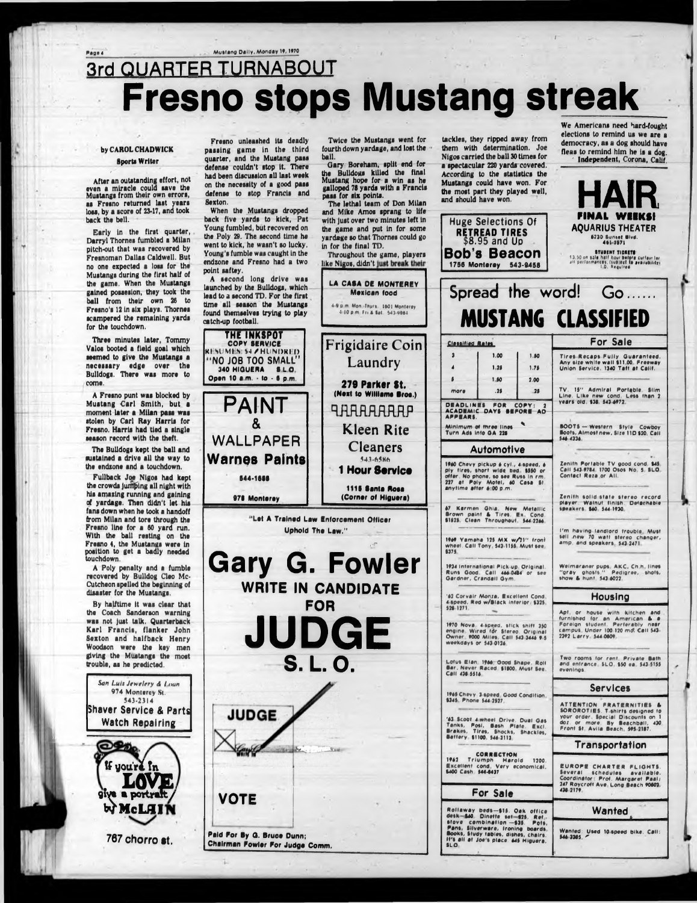## 3rd QUARTER TURNABOUT

# Fresno stops Mustang streak

by CAROL CHADWICK
Sports Writer

After an outstanding effort, not even a miracle could save the Mustangs from their own errors, as Fresno returned last years loss, by a score of 23-17, and took back the bell.

Early in the first quarter, Darryl Thornes fumbled a Milan pitch-out that was recovered by Fresnoman Dallas Caldwell. But no one expected a loss for the Mustangs during the first half of the game. When the Mustangs gained possesion, they took the ball from their own 28 to Fresno's 12 in six plays. Thornes scampered the remaining yards for the touchdown.

Three minutes later, Tommy Valos booted a field goal which seemed to give the Mustangs a necessary edge over the Bulldogs. There was more to come.

A Fresno punt was blocked by Mustang Carl Smith, but a moment later a Milan pass was stolen by Carl Ray Harris for Fresno. Harris had tied a single season record with the theft.

The Bulldogs kept the ball and sustained a drive all the way to the endzone and a touchdown.

Fullback Joe Nigos had kept the crowds jumping all night with his amazing running and gaining of yardage. Then didn't let his fans down when he took a handoff from Milan and tore through the Fresno line for a 60 yard run. With the ball resting on the Fresno 4, the Mustangs were in position to get a badly needed touchdown.

A Poly penalty and a fumble recovered by Bulldog Cleo McCutcheon spelled the beginning of disaster for the Mustangs.

By halftime it was clear that the Coach Sanderson warning was not just talk. Quarterback Karl Francis, flanker John Sexton and halfback Henry Woodson were the key men giving the Mustangs the most trouble, as he predicted.

Fresno unleashed its deadly passing game in the third quarter, and the Mustang pass defense couldn't stop it. There had been discussion all last week on the necessity of a good pass defense to stop Francis and Sexton.

When the Mustangs dropped back five yards to kick, Pat Young fumbled, but recovered on the Poly 29. The second time he went to kick, he wasn't so lucky. Young's fumble was caught in the endzone and Fresno had a two point saftey.

A second long drive was launched by the Bulldogs, which lead to a second TD. For the first time all season the Mustangs found themselves trying to play catch-up football.

Twice the Mustangs went for fourth down yardage, and lost the ball.

Gary Boreham, split end for the Bulldogs killed the final Mustang hope for a win as he galloped 78 yards with a Francis pass for six points.

The lethal team of Don Milan and Mike Amos sprang to life with just over two minutes left in the game and put in for some yardage so that Thornes could go in for the final TD.

Throughout the game, players like Nigos, didn't just break their tackles, they ripped away from them with determination. Joe Nigos carried the ball 30 times for a spectacular 220 yards covered. According to the statistics the Mustangs could have won. For the most part they played well, and should have won.

We Americans need hard-fought elections to remind us we are a democracy, as a dog should have fleas to remind him he is a dog.
Independent, Corona, Calif.

---

San Luis Jewelry & Loan
974 Monterey St.
543-2314
Shaver Service & Parts
Watch Repairing

If you're in LOVE give a portrait by McLAIN
767 chorro st.

THE INKSPOT
COPY SERVICE
RESUMES $4/HUNDRED
"NO JOB TOO SMALL"
340 HIGUERA S.L.O.
Open 10 a.m. - to - 6 p.m.

PAINT & WALLPAPER
Warnes Paints
544-1688
978 Monterey

LA CASA DE MONTEREY
Mexican food
4-9 p.m. Mon.-Thurs. 1001 Monterey
4-10 p.m. Fri & Sat. 543-9984

Frigidaire Coin Laundry
279 Parker St.
(Next to Williams Bros.)

Kleen Rite Cleaners
543-6586
1 Hour Service
1115 Santa Rosa
(Corner of Higuera)

Huge Selections Of
RETREAD TIRES
$8.95 and Up
Bob's Beacon
1756 Monterey 543-9458

HAIR
FINAL WEEKS!
AQUARIUS THEATER
6230 Sunset Blvd.
461-3571
STUDENT TICKETS
$3.50 on sale half hour before curtain for all performances (subject to availability) I.D. Required

"Let A Trained Law Enforcement Officer Uphold The Law."

Gary G. Fowler
WRITE IN CANDIDATE
FOR
JUDGE
S. L. O.

JUDGE
VOTE

Paid For By G. Bruce Dunn; Chairman Fowler For Judge Comm.

---

## Spread the word! Go......
# MUSTANG CLASSIFIED

**Classified Rates**

| | | |
|---|---|---|
| 3 | 1.00 | 1.50 |
| 4 | 1.25 | 1.75 |
| 5 | 1.50 | 2.00 |
| more | .25 | .25 |

DEADLINES FOR COPY: 2 ACADEMIC DAYS BEFORE AD APPEARS.

Minimum of three lines
Turn Ads into GA 226

### Automotive

1960 Chevy pickup 6 cyl., 4-speed, 6 ply tires, short wide bed. $550 or offer. No phone, so see Russ in rm. 227 at Poly Motel, 60 Casa St. anytime after 6:00 p.m.

67 Karmen Ghia. New Metallic Brown paint & Tires. Ex. Cond. $1625. Clean Throughout. 544-2266.

1969 Yamaha 125 MX w/21" front wheel. Call Tony, 543-1155. Must see. $375.

1934 International Pick-up. Original. Runs Good. Call 466-0484 or see Gardner, Crandall Gym.

'62 Corvair Monza, Excellent Cond. 4-speed, Red w/Black interior. $325. 528-1271.

1970 Nova. 4-speed, stick shift 350 engine. Wired for Stereo. Original Owner. 9000 Miles. Call 543-3446 9-5 weekdays or 543-0126.

Lotus Elan. 1966. Good Shape. Roll Bar, Never Raced. $1800. Must See. Call 438-5516.

1965 Chevy. 3-speed. Good Condition. $345. Phone 544-2527.

'63 Scoot 4-wheel Drive. Dual Gas Tanks, Posi, Bash Plate. Excl. Brakes, Tires, Shocks, Shackles, Battery. $1100. 546-3113.

CORRECTION
1962 Triumph Harold 1200. Excellent cond. Very economical. $400 Cash. 544-8437

### For Sale

Rollaway beds—$15. Oak office desk—$40. Dinette set—$25. Ref. stove combination—$35. Pots, Pans, Silverware, Ironing boards, Books, Study tables, dishes, chairs. It's all at Joe's place. 645 Higuera, SLO.

### For Sale

Tires-Recaps Fully Guaranteed. Any size white wall $11.00. Freeway Union Service. 1340 Taft at Calif.

TV. 15" Admiral Portable. Slim Line. Like new cond. Less than 2 years old. $38. 543-6972.

BOOTS — Western Style Cowboy Boots, Almost new, Size 11D $20. Call 546-4336.

Zenith Portable TV good cond. $45. Call 543-9784. 1700 Osos No. 5. SLO. Contact Reza or Ali.

Zenith solid state stereo record player. Walnut finish. Detachable speakers. $60. 544-1930.

I'm having landlord trouble. Must sell new 70 watt stereo changer, amp. and speakers. 543-2471.

Weimaraner pups. AKC, Ch.n. lines "gray ghosts." Pedigree, shots, show & hunt. 543-6022.

### Housing

Apt. or house with kitchen and furnished for an American & a Foreign student. Preferably near campus. Under 100-120 mo. Call 543-2392 Larry. 544-0809.

Two rooms for rent. Private Bath and entrance. SLO. $50 ea. 543-5155 evenings.

### Services

ATTENTION FRATERNITIES & SORORITIES. T-shirts designed to your order. Special Discounts on 1 doz. or more. By Beachball, 430 Front St. Avila Beach. 595-2187.

### Transportation

EUROPE CHARTER FLIGHTS. Several schedules available. Coordinator: Prof. Margaret Paal; 247 Roycroft Ave. Long Beach 90803. 438-2179.

### Wanted

Wanted: Used 10-speed bike. Call: 546-2385.